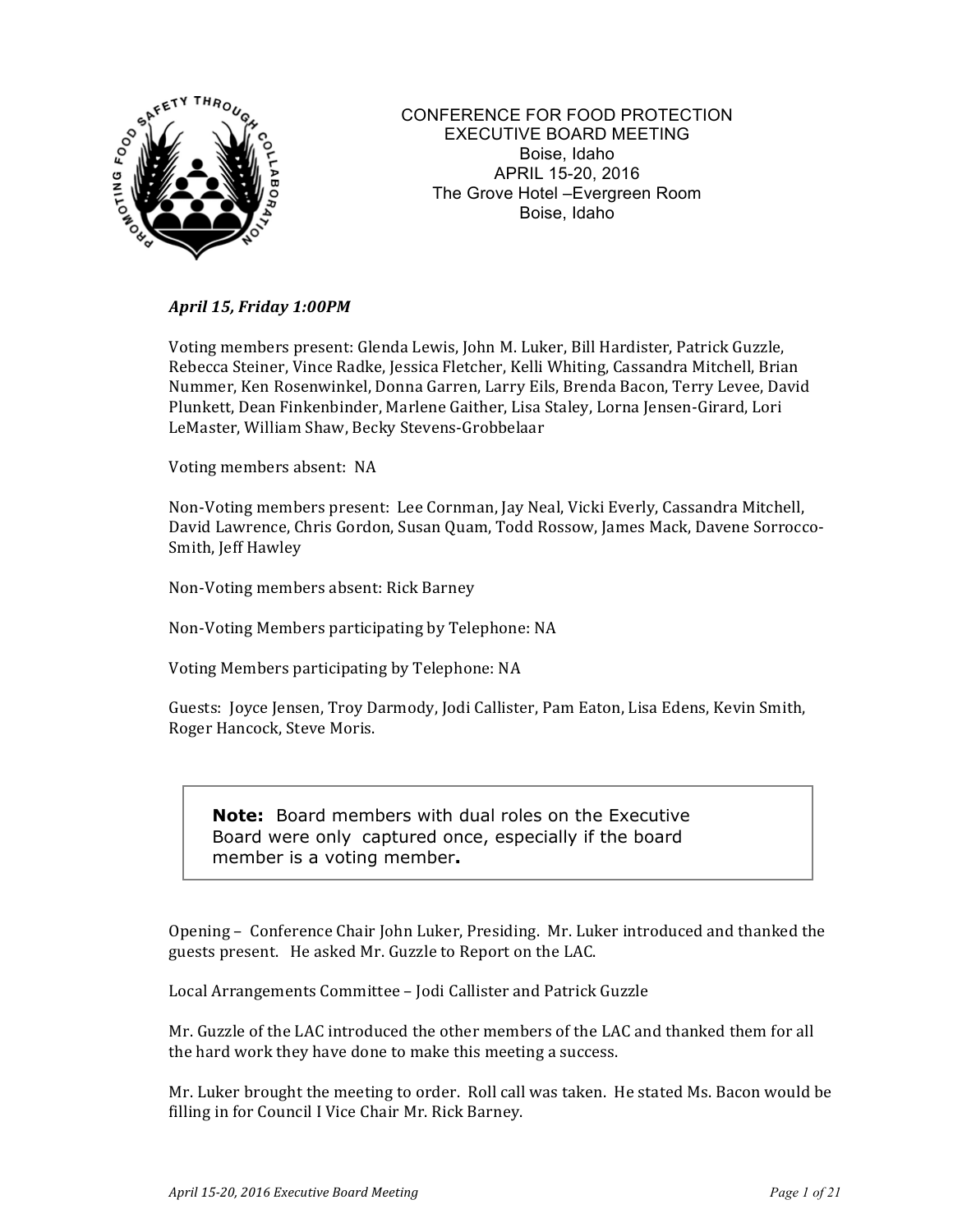# CONFERENCE FOR FOOD PROTECTION
## EXECUTIVE BOARD MEETING
Boise, Idaho
APRIL 15-20, 2016
The Grove Hotel –Evergreen Room
Boise, Idaho

***April 15, Friday 1:00PM***

Voting members present: Glenda Lewis, John M. Luker, Bill Hardister, Patrick Guzzle, Rebecca Steiner, Vince Radke, Jessica Fletcher, Kelli Whiting, Cassandra Mitchell, Brian Nummer, Ken Rosenwinkel, Donna Garren, Larry Eils, Brenda Bacon, Terry Levee, David Plunkett, Dean Finkenbinder, Marlene Gaither, Lisa Staley, Lorna Jensen-Girard, Lori LeMaster, William Shaw, Becky Stevens-Grobbelaar

Voting members absent: NA

Non-Voting members present: Lee Cornman, Jay Neal, Vicki Everly, Cassandra Mitchell, David Lawrence, Chris Gordon, Susan Quam, Todd Rossow, James Mack, Davene Sorrocco-Smith, Jeff Hawley

Non-Voting members absent: Rick Barney

Non-Voting Members participating by Telephone: NA

Voting Members participating by Telephone: NA

Guests: Joyce Jensen, Troy Darmody, Jodi Callister, Pam Eaton, Lisa Edens, Kevin Smith, Roger Hancock, Steve Moris.

> **Note:** Board members with dual roles on the Executive Board were only captured once, especially if the board member is a voting member**.**

Opening – Conference Chair John Luker, Presiding. Mr. Luker introduced and thanked the guests present. He asked Mr. Guzzle to Report on the LAC.

Local Arrangements Committee – Jodi Callister and Patrick Guzzle

Mr. Guzzle of the LAC introduced the other members of the LAC and thanked them for all the hard work they have done to make this meeting a success.

Mr. Luker brought the meeting to order. Roll call was taken. He stated Ms. Bacon would be filling in for Council I Vice Chair Mr. Rick Barney.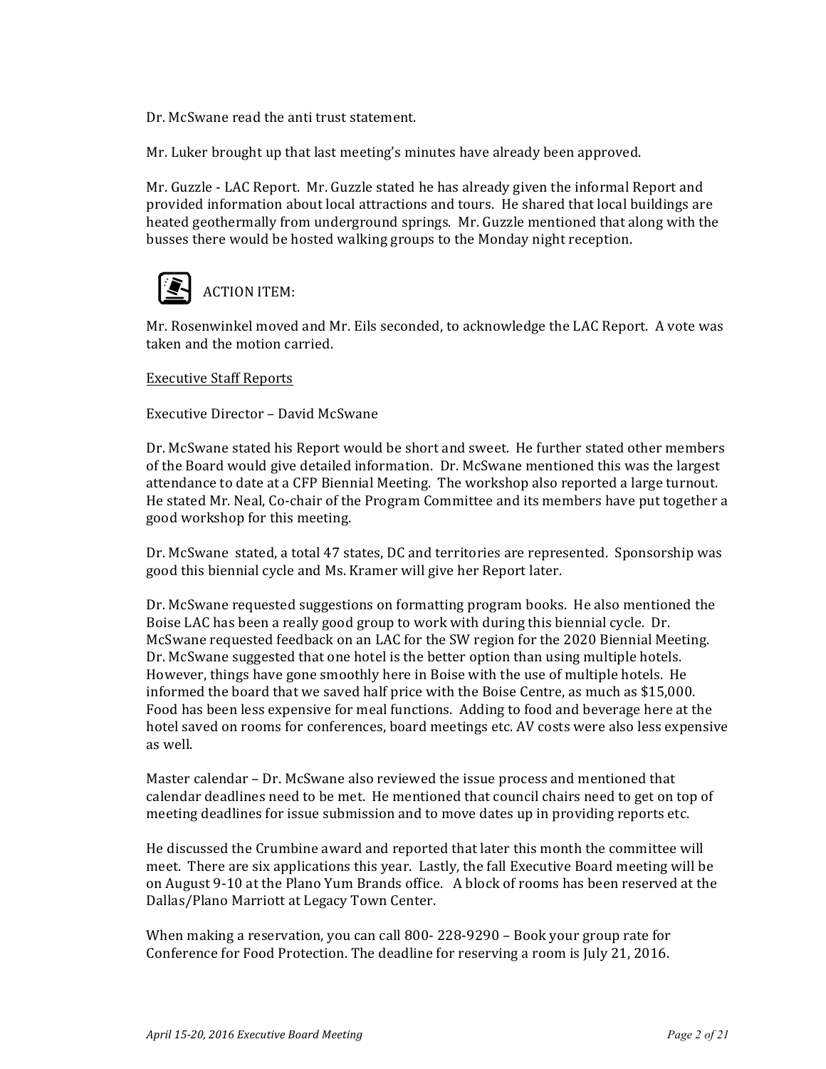Dr. McSwane read the anti trust statement.

Mr. Luker brought up that last meeting's minutes have already been approved.

Mr. Guzzle - LAC Report. Mr. Guzzle stated he has already given the informal Report and provided information about local attractions and tours. He shared that local buildings are heated geothermally from underground springs. Mr. Guzzle mentioned that along with the busses there would be hosted walking groups to the Monday night reception.

ACTION ITEM:

Mr. Rosenwinkel moved and Mr. Eils seconded, to acknowledge the LAC Report. A vote was taken and the motion carried.

<u>Executive Staff Reports</u>

Executive Director – David McSwane

Dr. McSwane stated his Report would be short and sweet. He further stated other members of the Board would give detailed information. Dr. McSwane mentioned this was the largest attendance to date at a CFP Biennial Meeting. The workshop also reported a large turnout. He stated Mr. Neal, Co-chair of the Program Committee and its members have put together a good workshop for this meeting.

Dr. McSwane stated, a total 47 states, DC and territories are represented. Sponsorship was good this biennial cycle and Ms. Kramer will give her Report later.

Dr. McSwane requested suggestions on formatting program books. He also mentioned the Boise LAC has been a really good group to work with during this biennial cycle. Dr. McSwane requested feedback on an LAC for the SW region for the 2020 Biennial Meeting. Dr. McSwane suggested that one hotel is the better option than using multiple hotels. However, things have gone smoothly here in Boise with the use of multiple hotels. He informed the board that we saved half price with the Boise Centre, as much as $15,000. Food has been less expensive for meal functions. Adding to food and beverage here at the hotel saved on rooms for conferences, board meetings etc. AV costs were also less expensive as well.

Master calendar – Dr. McSwane also reviewed the issue process and mentioned that calendar deadlines need to be met. He mentioned that council chairs need to get on top of meeting deadlines for issue submission and to move dates up in providing reports etc.

He discussed the Crumbine award and reported that later this month the committee will meet. There are six applications this year. Lastly, the fall Executive Board meeting will be on August 9-10 at the Plano Yum Brands office. A block of rooms has been reserved at the Dallas/Plano Marriott at Legacy Town Center.

When making a reservation, you can call 800- 228-9290 – Book your group rate for Conference for Food Protection. The deadline for reserving a room is July 21, 2016.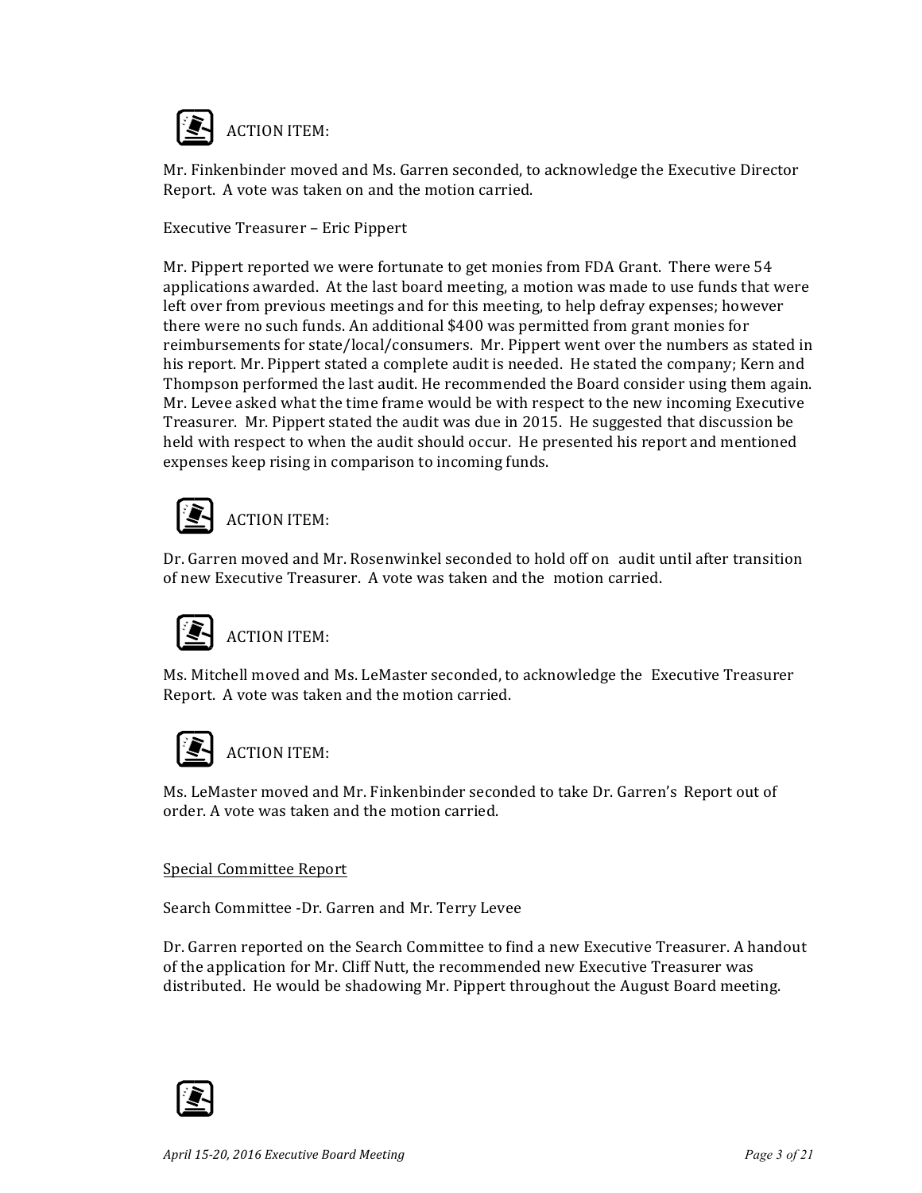ACTION ITEM:

Mr. Finkenbinder moved and Ms. Garren seconded, to acknowledge the Executive Director Report. A vote was taken on and the motion carried.

Executive Treasurer – Eric Pippert

Mr. Pippert reported we were fortunate to get monies from FDA Grant. There were 54 applications awarded. At the last board meeting, a motion was made to use funds that were left over from previous meetings and for this meeting, to help defray expenses; however there were no such funds. An additional $400 was permitted from grant monies for reimbursements for state/local/consumers. Mr. Pippert went over the numbers as stated in his report. Mr. Pippert stated a complete audit is needed. He stated the company; Kern and Thompson performed the last audit. He recommended the Board consider using them again. Mr. Levee asked what the time frame would be with respect to the new incoming Executive Treasurer. Mr. Pippert stated the audit was due in 2015. He suggested that discussion be held with respect to when the audit should occur. He presented his report and mentioned expenses keep rising in comparison to incoming funds.

ACTION ITEM:

Dr. Garren moved and Mr. Rosenwinkel seconded to hold off on audit until after transition of new Executive Treasurer. A vote was taken and the motion carried.

ACTION ITEM:

Ms. Mitchell moved and Ms. LeMaster seconded, to acknowledge the Executive Treasurer Report. A vote was taken and the motion carried.

ACTION ITEM:

Ms. LeMaster moved and Mr. Finkenbinder seconded to take Dr. Garren's Report out of order. A vote was taken and the motion carried.

<u>Special Committee Report</u>

Search Committee -Dr. Garren and Mr. Terry Levee

Dr. Garren reported on the Search Committee to find a new Executive Treasurer. A handout of the application for Mr. Cliff Nutt, the recommended new Executive Treasurer was distributed. He would be shadowing Mr. Pippert throughout the August Board meeting.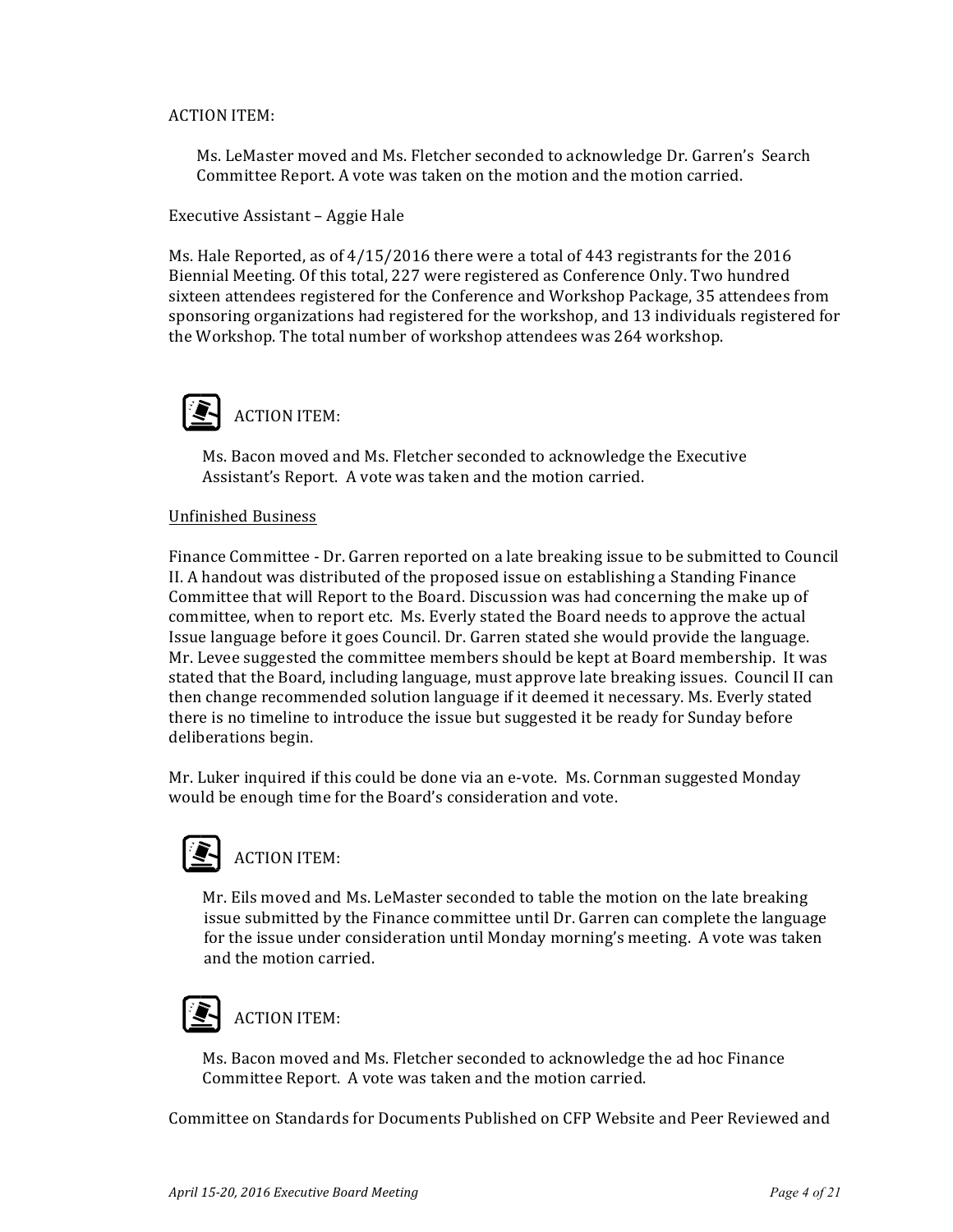ACTION ITEM:

Ms. LeMaster moved and Ms. Fletcher seconded to acknowledge Dr. Garren's Search Committee Report. A vote was taken on the motion and the motion carried.

Executive Assistant – Aggie Hale

Ms. Hale Reported, as of 4/15/2016 there were a total of 443 registrants for the 2016 Biennial Meeting. Of this total, 227 were registered as Conference Only. Two hundred sixteen attendees registered for the Conference and Workshop Package, 35 attendees from sponsoring organizations had registered for the workshop, and 13 individuals registered for the Workshop. The total number of workshop attendees was 264 workshop.

ACTION ITEM:

Ms. Bacon moved and Ms. Fletcher seconded to acknowledge the Executive Assistant's Report. A vote was taken and the motion carried.

<u>Unfinished Business</u>

Finance Committee - Dr. Garren reported on a late breaking issue to be submitted to Council II. A handout was distributed of the proposed issue on establishing a Standing Finance Committee that will Report to the Board. Discussion was had concerning the make up of committee, when to report etc. Ms. Everly stated the Board needs to approve the actual Issue language before it goes Council. Dr. Garren stated she would provide the language. Mr. Levee suggested the committee members should be kept at Board membership. It was stated that the Board, including language, must approve late breaking issues. Council II can then change recommended solution language if it deemed it necessary. Ms. Everly stated there is no timeline to introduce the issue but suggested it be ready for Sunday before deliberations begin.

Mr. Luker inquired if this could be done via an e-vote. Ms. Cornman suggested Monday would be enough time for the Board's consideration and vote.

ACTION ITEM:

Mr. Eils moved and Ms. LeMaster seconded to table the motion on the late breaking issue submitted by the Finance committee until Dr. Garren can complete the language for the issue under consideration until Monday morning's meeting. A vote was taken and the motion carried.

ACTION ITEM:

Ms. Bacon moved and Ms. Fletcher seconded to acknowledge the ad hoc Finance Committee Report. A vote was taken and the motion carried.

Committee on Standards for Documents Published on CFP Website and Peer Reviewed and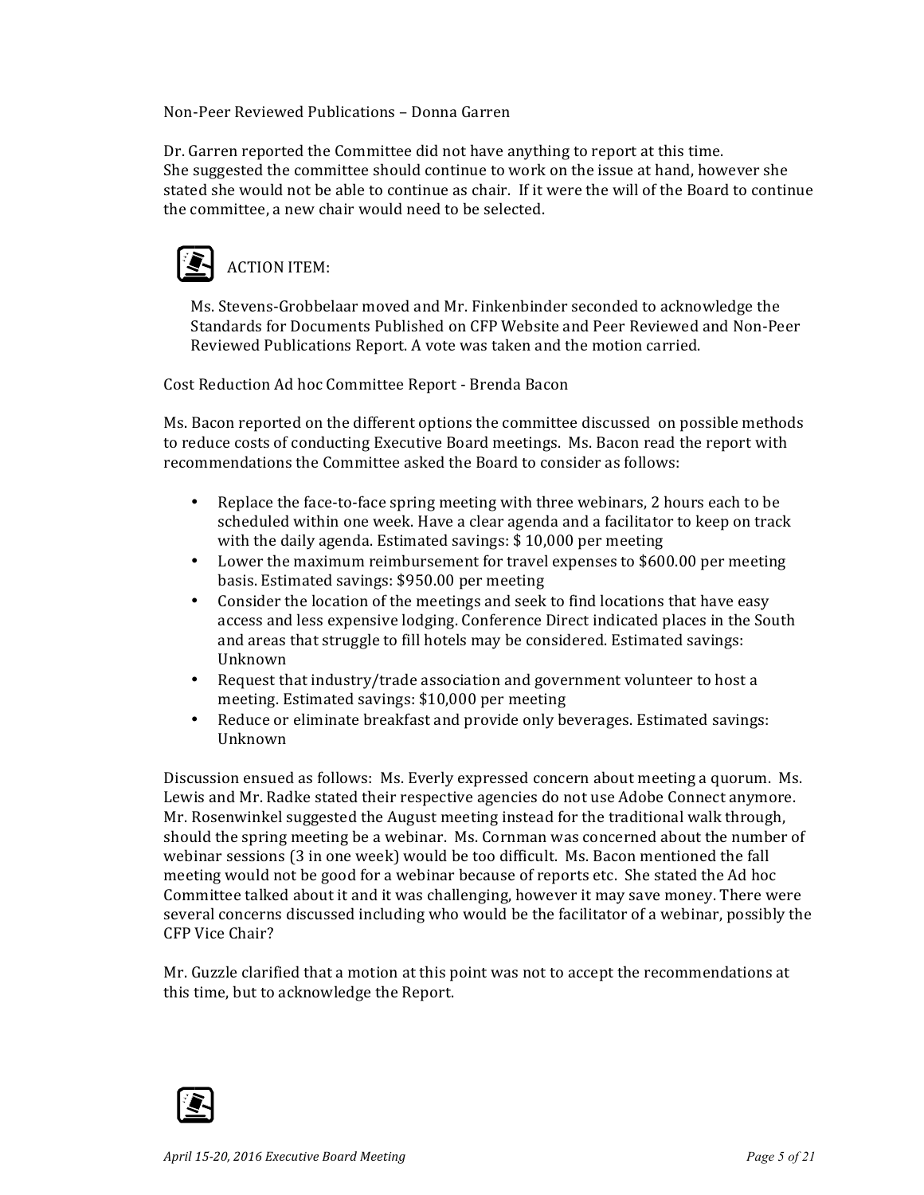Non-Peer Reviewed Publications – Donna Garren

Dr. Garren reported the Committee did not have anything to report at this time. She suggested the committee should continue to work on the issue at hand, however she stated she would not be able to continue as chair. If it were the will of the Board to continue the committee, a new chair would need to be selected.

ACTION ITEM:

Ms. Stevens-Grobbelaar moved and Mr. Finkenbinder seconded to acknowledge the Standards for Documents Published on CFP Website and Peer Reviewed and Non-Peer Reviewed Publications Report. A vote was taken and the motion carried.

Cost Reduction Ad hoc Committee Report - Brenda Bacon

Ms. Bacon reported on the different options the committee discussed on possible methods to reduce costs of conducting Executive Board meetings. Ms. Bacon read the report with recommendations the Committee asked the Board to consider as follows:

- Replace the face-to-face spring meeting with three webinars, 2 hours each to be scheduled within one week. Have a clear agenda and a facilitator to keep on track with the daily agenda. Estimated savings: $ 10,000 per meeting
- Lower the maximum reimbursement for travel expenses to $600.00 per meeting basis. Estimated savings: $950.00 per meeting
- Consider the location of the meetings and seek to find locations that have easy access and less expensive lodging. Conference Direct indicated places in the South and areas that struggle to fill hotels may be considered. Estimated savings: Unknown
- Request that industry/trade association and government volunteer to host a meeting. Estimated savings: $10,000 per meeting
- Reduce or eliminate breakfast and provide only beverages. Estimated savings: Unknown

Discussion ensued as follows: Ms. Everly expressed concern about meeting a quorum. Ms. Lewis and Mr. Radke stated their respective agencies do not use Adobe Connect anymore. Mr. Rosenwinkel suggested the August meeting instead for the traditional walk through, should the spring meeting be a webinar. Ms. Cornman was concerned about the number of webinar sessions (3 in one week) would be too difficult. Ms. Bacon mentioned the fall meeting would not be good for a webinar because of reports etc. She stated the Ad hoc Committee talked about it and it was challenging, however it may save money. There were several concerns discussed including who would be the facilitator of a webinar, possibly the CFP Vice Chair?

Mr. Guzzle clarified that a motion at this point was not to accept the recommendations at this time, but to acknowledge the Report.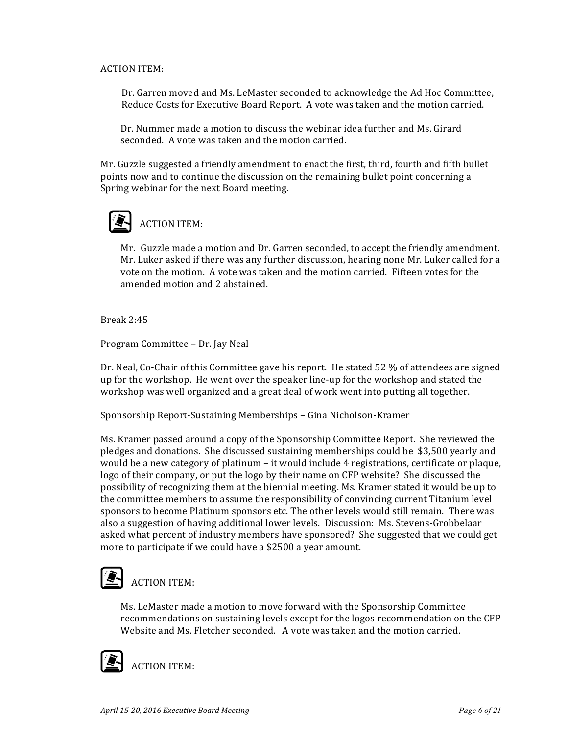ACTION ITEM:

> Dr. Garren moved and Ms. LeMaster seconded to acknowledge the Ad Hoc Committee, Reduce Costs for Executive Board Report. A vote was taken and the motion carried.
>
> Dr. Nummer made a motion to discuss the webinar idea further and Ms. Girard seconded. A vote was taken and the motion carried.

Mr. Guzzle suggested a friendly amendment to enact the first, third, fourth and fifth bullet points now and to continue the discussion on the remaining bullet point concerning a Spring webinar for the next Board meeting.

ACTION ITEM:

> Mr. Guzzle made a motion and Dr. Garren seconded, to accept the friendly amendment. Mr. Luker asked if there was any further discussion, hearing none Mr. Luker called for a vote on the motion. A vote was taken and the motion carried. Fifteen votes for the amended motion and 2 abstained.

Break 2:45

Program Committee – Dr. Jay Neal

Dr. Neal, Co-Chair of this Committee gave his report. He stated 52 % of attendees are signed up for the workshop. He went over the speaker line-up for the workshop and stated the workshop was well organized and a great deal of work went into putting all together.

Sponsorship Report-Sustaining Memberships – Gina Nicholson-Kramer

Ms. Kramer passed around a copy of the Sponsorship Committee Report. She reviewed the pledges and donations. She discussed sustaining memberships could be $3,500 yearly and would be a new category of platinum – it would include 4 registrations, certificate or plaque, logo of their company, or put the logo by their name on CFP website? She discussed the possibility of recognizing them at the biennial meeting. Ms. Kramer stated it would be up to the committee members to assume the responsibility of convincing current Titanium level sponsors to become Platinum sponsors etc. The other levels would still remain. There was also a suggestion of having additional lower levels. Discussion: Ms. Stevens-Grobbelaar asked what percent of industry members have sponsored? She suggested that we could get more to participate if we could have a $2500 a year amount.

ACTION ITEM:

> Ms. LeMaster made a motion to move forward with the Sponsorship Committee recommendations on sustaining levels except for the logos recommendation on the CFP Website and Ms. Fletcher seconded. A vote was taken and the motion carried.

ACTION ITEM: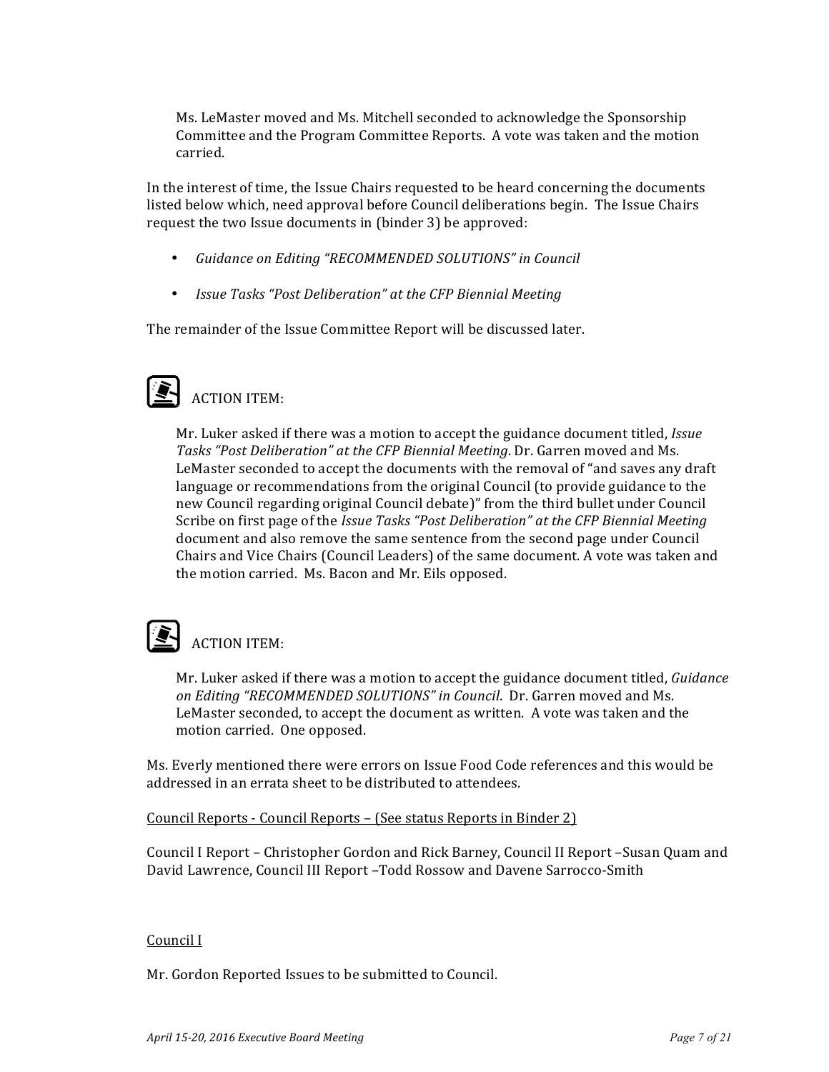Ms. LeMaster moved and Ms. Mitchell seconded to acknowledge the Sponsorship Committee and the Program Committee Reports. A vote was taken and the motion carried.

In the interest of time, the Issue Chairs requested to be heard concerning the documents listed below which, need approval before Council deliberations begin. The Issue Chairs request the two Issue documents in (binder 3) be approved:

- *Guidance on Editing "RECOMMENDED SOLUTIONS" in Council*
- *Issue Tasks "Post Deliberation" at the CFP Biennial Meeting*

The remainder of the Issue Committee Report will be discussed later.

ACTION ITEM:

Mr. Luker asked if there was a motion to accept the guidance document titled, *Issue Tasks "Post Deliberation" at the CFP Biennial Meeting*. Dr. Garren moved and Ms. LeMaster seconded to accept the documents with the removal of "and saves any draft language or recommendations from the original Council (to provide guidance to the new Council regarding original Council debate)" from the third bullet under Council Scribe on first page of the *Issue Tasks "Post Deliberation" at the CFP Biennial Meeting* document and also remove the same sentence from the second page under Council Chairs and Vice Chairs (Council Leaders) of the same document. A vote was taken and the motion carried. Ms. Bacon and Mr. Eils opposed.

ACTION ITEM:

Mr. Luker asked if there was a motion to accept the guidance document titled, *Guidance on Editing "RECOMMENDED SOLUTIONS" in Council*. Dr. Garren moved and Ms. LeMaster seconded, to accept the document as written. A vote was taken and the motion carried. One opposed.

Ms. Everly mentioned there were errors on Issue Food Code references and this would be addressed in an errata sheet to be distributed to attendees.

Council Reports - Council Reports – (See status Reports in Binder 2)

Council I Report – Christopher Gordon and Rick Barney, Council II Report –Susan Quam and David Lawrence, Council III Report –Todd Rossow and Davene Sarrocco-Smith

Council I

Mr. Gordon Reported Issues to be submitted to Council.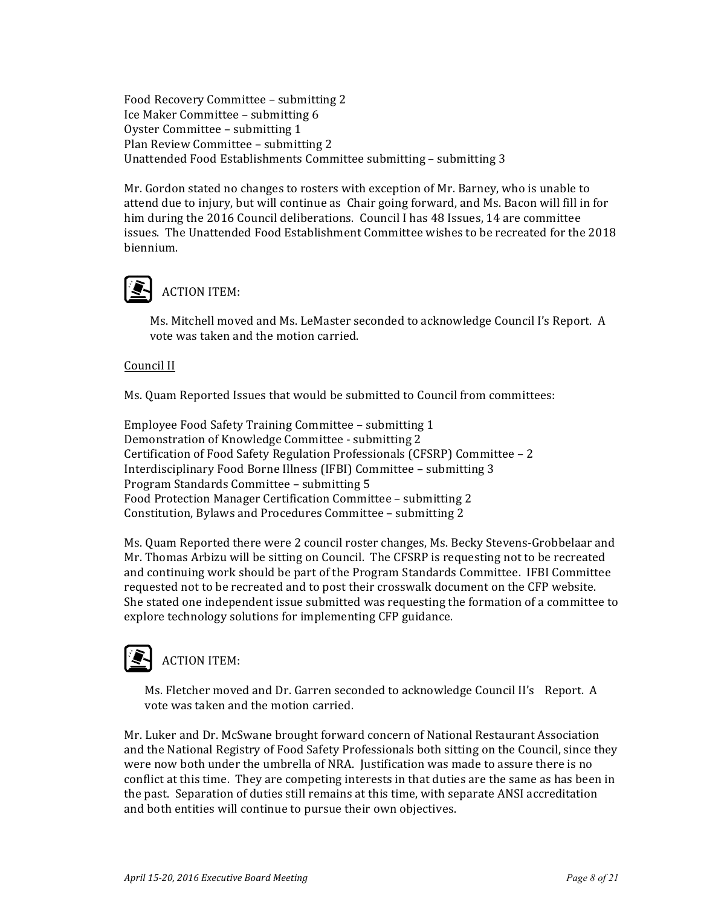Food Recovery Committee – submitting 2
Ice Maker Committee – submitting 6
Oyster Committee – submitting 1
Plan Review Committee – submitting 2
Unattended Food Establishments Committee submitting – submitting 3

Mr. Gordon stated no changes to rosters with exception of Mr. Barney, who is unable to attend due to injury, but will continue as Chair going forward, and Ms. Bacon will fill in for him during the 2016 Council deliberations. Council I has 48 Issues, 14 are committee issues. The Unattended Food Establishment Committee wishes to be recreated for the 2018 biennium.

ACTION ITEM:

Ms. Mitchell moved and Ms. LeMaster seconded to acknowledge Council I's Report. A vote was taken and the motion carried.

Council II

Ms. Quam Reported Issues that would be submitted to Council from committees:

Employee Food Safety Training Committee – submitting 1
Demonstration of Knowledge Committee - submitting 2
Certification of Food Safety Regulation Professionals (CFSRP) Committee – 2
Interdisciplinary Food Borne Illness (IFBI) Committee – submitting 3
Program Standards Committee – submitting 5
Food Protection Manager Certification Committee – submitting 2
Constitution, Bylaws and Procedures Committee – submitting 2

Ms. Quam Reported there were 2 council roster changes, Ms. Becky Stevens-Grobbelaar and Mr. Thomas Arbizu will be sitting on Council. The CFSRP is requesting not to be recreated and continuing work should be part of the Program Standards Committee. IFBI Committee requested not to be recreated and to post their crosswalk document on the CFP website. She stated one independent issue submitted was requesting the formation of a committee to explore technology solutions for implementing CFP guidance.

ACTION ITEM:

Ms. Fletcher moved and Dr. Garren seconded to acknowledge Council II's Report. A vote was taken and the motion carried.

Mr. Luker and Dr. McSwane brought forward concern of National Restaurant Association and the National Registry of Food Safety Professionals both sitting on the Council, since they were now both under the umbrella of NRA. Justification was made to assure there is no conflict at this time. They are competing interests in that duties are the same as has been in the past. Separation of duties still remains at this time, with separate ANSI accreditation and both entities will continue to pursue their own objectives.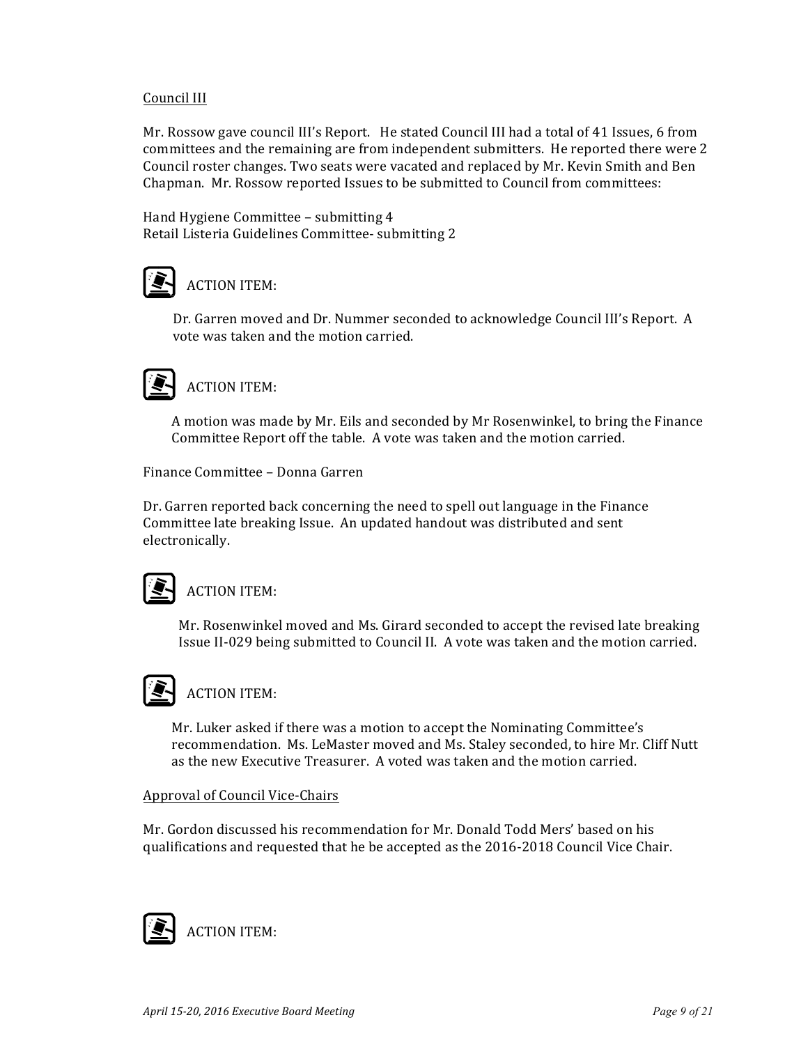Council III

Mr. Rossow gave council III's Report. He stated Council III had a total of 41 Issues, 6 from committees and the remaining are from independent submitters. He reported there were 2 Council roster changes. Two seats were vacated and replaced by Mr. Kevin Smith and Ben Chapman. Mr. Rossow reported Issues to be submitted to Council from committees:

Hand Hygiene Committee – submitting 4
Retail Listeria Guidelines Committee- submitting 2

ACTION ITEM:

Dr. Garren moved and Dr. Nummer seconded to acknowledge Council III's Report. A vote was taken and the motion carried.

ACTION ITEM:

A motion was made by Mr. Eils and seconded by Mr Rosenwinkel, to bring the Finance Committee Report off the table. A vote was taken and the motion carried.

Finance Committee – Donna Garren

Dr. Garren reported back concerning the need to spell out language in the Finance Committee late breaking Issue. An updated handout was distributed and sent electronically.

ACTION ITEM:

Mr. Rosenwinkel moved and Ms. Girard seconded to accept the revised late breaking Issue II-029 being submitted to Council II. A vote was taken and the motion carried.

ACTION ITEM:

Mr. Luker asked if there was a motion to accept the Nominating Committee's recommendation. Ms. LeMaster moved and Ms. Staley seconded, to hire Mr. Cliff Nutt as the new Executive Treasurer. A voted was taken and the motion carried.

Approval of Council Vice-Chairs

Mr. Gordon discussed his recommendation for Mr. Donald Todd Mers' based on his qualifications and requested that he be accepted as the 2016-2018 Council Vice Chair.

ACTION ITEM: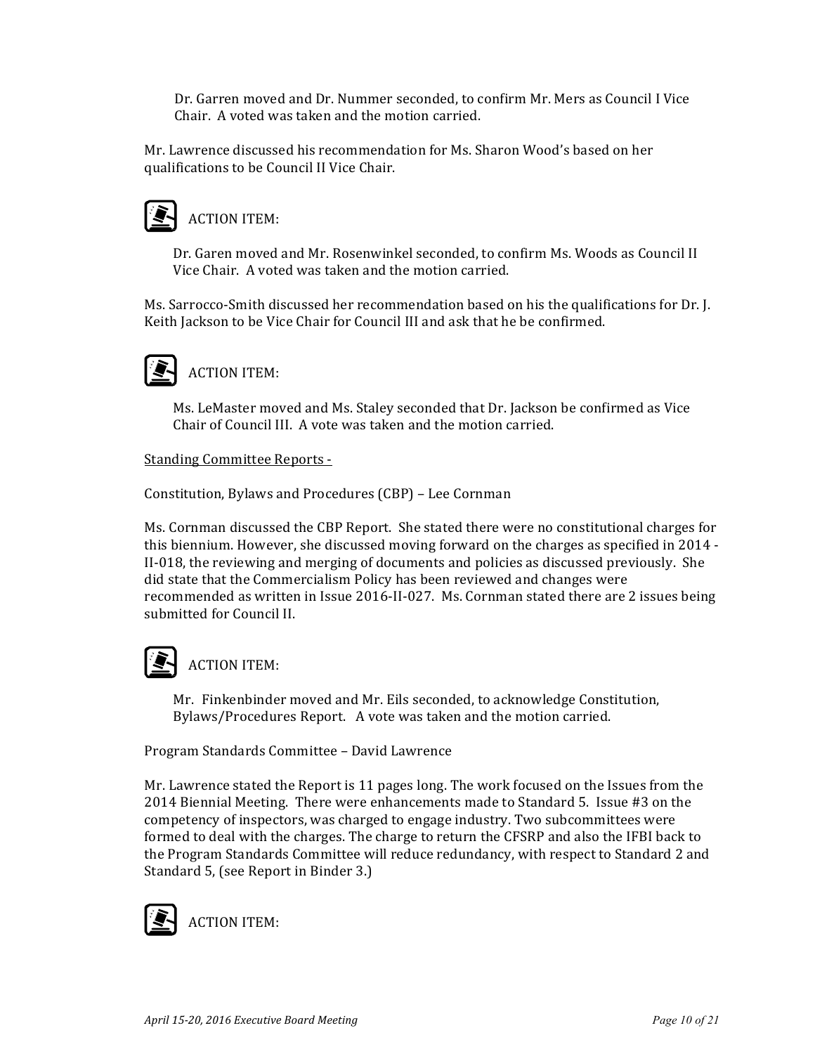Dr. Garren moved and Dr. Nummer seconded, to confirm Mr. Mers as Council I Vice Chair. A voted was taken and the motion carried.

Mr. Lawrence discussed his recommendation for Ms. Sharon Wood's based on her qualifications to be Council II Vice Chair.

ACTION ITEM:

Dr. Garen moved and Mr. Rosenwinkel seconded, to confirm Ms. Woods as Council II Vice Chair. A voted was taken and the motion carried.

Ms. Sarrocco-Smith discussed her recommendation based on his the qualifications for Dr. J. Keith Jackson to be Vice Chair for Council III and ask that he be confirmed.

ACTION ITEM:

Ms. LeMaster moved and Ms. Staley seconded that Dr. Jackson be confirmed as Vice Chair of Council III. A vote was taken and the motion carried.

Standing Committee Reports -

Constitution, Bylaws and Procedures (CBP) – Lee Cornman

Ms. Cornman discussed the CBP Report. She stated there were no constitutional charges for this biennium. However, she discussed moving forward on the charges as specified in 2014 - II-018, the reviewing and merging of documents and policies as discussed previously. She did state that the Commercialism Policy has been reviewed and changes were recommended as written in Issue 2016-II-027. Ms. Cornman stated there are 2 issues being submitted for Council II.

ACTION ITEM:

Mr. Finkenbinder moved and Mr. Eils seconded, to acknowledge Constitution, Bylaws/Procedures Report. A vote was taken and the motion carried.

Program Standards Committee – David Lawrence

Mr. Lawrence stated the Report is 11 pages long. The work focused on the Issues from the 2014 Biennial Meeting. There were enhancements made to Standard 5. Issue #3 on the competency of inspectors, was charged to engage industry. Two subcommittees were formed to deal with the charges. The charge to return the CFSRP and also the IFBI back to the Program Standards Committee will reduce redundancy, with respect to Standard 2 and Standard 5, (see Report in Binder 3.)

ACTION ITEM: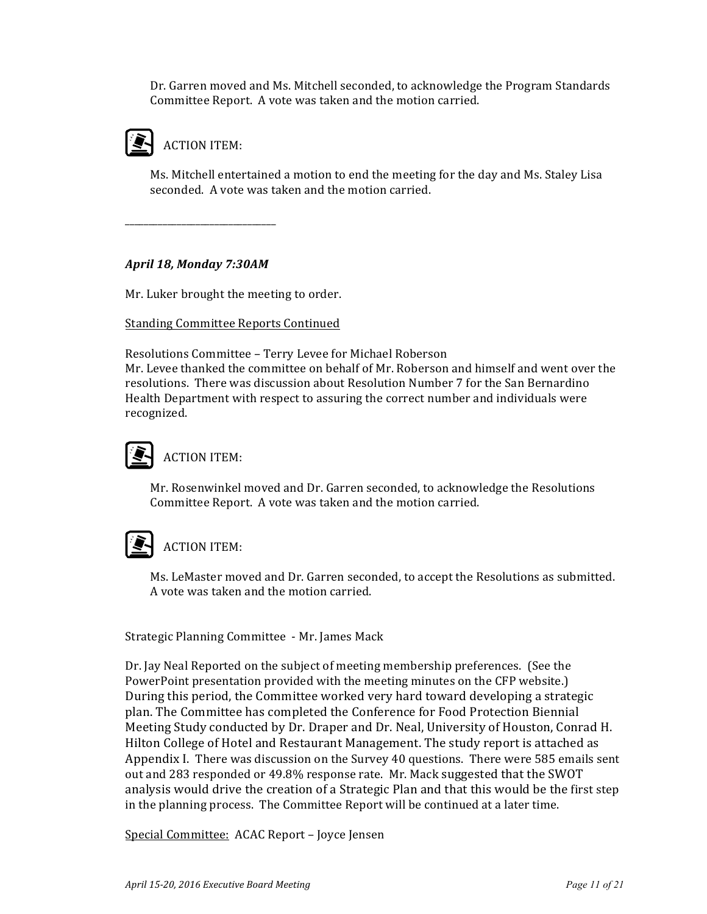Dr. Garren moved and Ms. Mitchell seconded, to acknowledge the Program Standards Committee Report. A vote was taken and the motion carried.

ACTION ITEM:

Ms. Mitchell entertained a motion to end the meeting for the day and Ms. Staley Lisa seconded. A vote was taken and the motion carried.

---

***April 18, Monday 7:30AM***

Mr. Luker brought the meeting to order.

Standing Committee Reports Continued

Resolutions Committee – Terry Levee for Michael Roberson
Mr. Levee thanked the committee on behalf of Mr. Roberson and himself and went over the resolutions. There was discussion about Resolution Number 7 for the San Bernardino Health Department with respect to assuring the correct number and individuals were recognized.

ACTION ITEM:

Mr. Rosenwinkel moved and Dr. Garren seconded, to acknowledge the Resolutions Committee Report. A vote was taken and the motion carried.

ACTION ITEM:

Ms. LeMaster moved and Dr. Garren seconded, to accept the Resolutions as submitted. A vote was taken and the motion carried.

Strategic Planning Committee - Mr. James Mack

Dr. Jay Neal Reported on the subject of meeting membership preferences. (See the PowerPoint presentation provided with the meeting minutes on the CFP website.) During this period, the Committee worked very hard toward developing a strategic plan. The Committee has completed the Conference for Food Protection Biennial Meeting Study conducted by Dr. Draper and Dr. Neal, University of Houston, Conrad H. Hilton College of Hotel and Restaurant Management. The study report is attached as Appendix I. There was discussion on the Survey 40 questions. There were 585 emails sent out and 283 responded or 49.8% response rate. Mr. Mack suggested that the SWOT analysis would drive the creation of a Strategic Plan and that this would be the first step in the planning process. The Committee Report will be continued at a later time.

Special Committee: ACAC Report – Joyce Jensen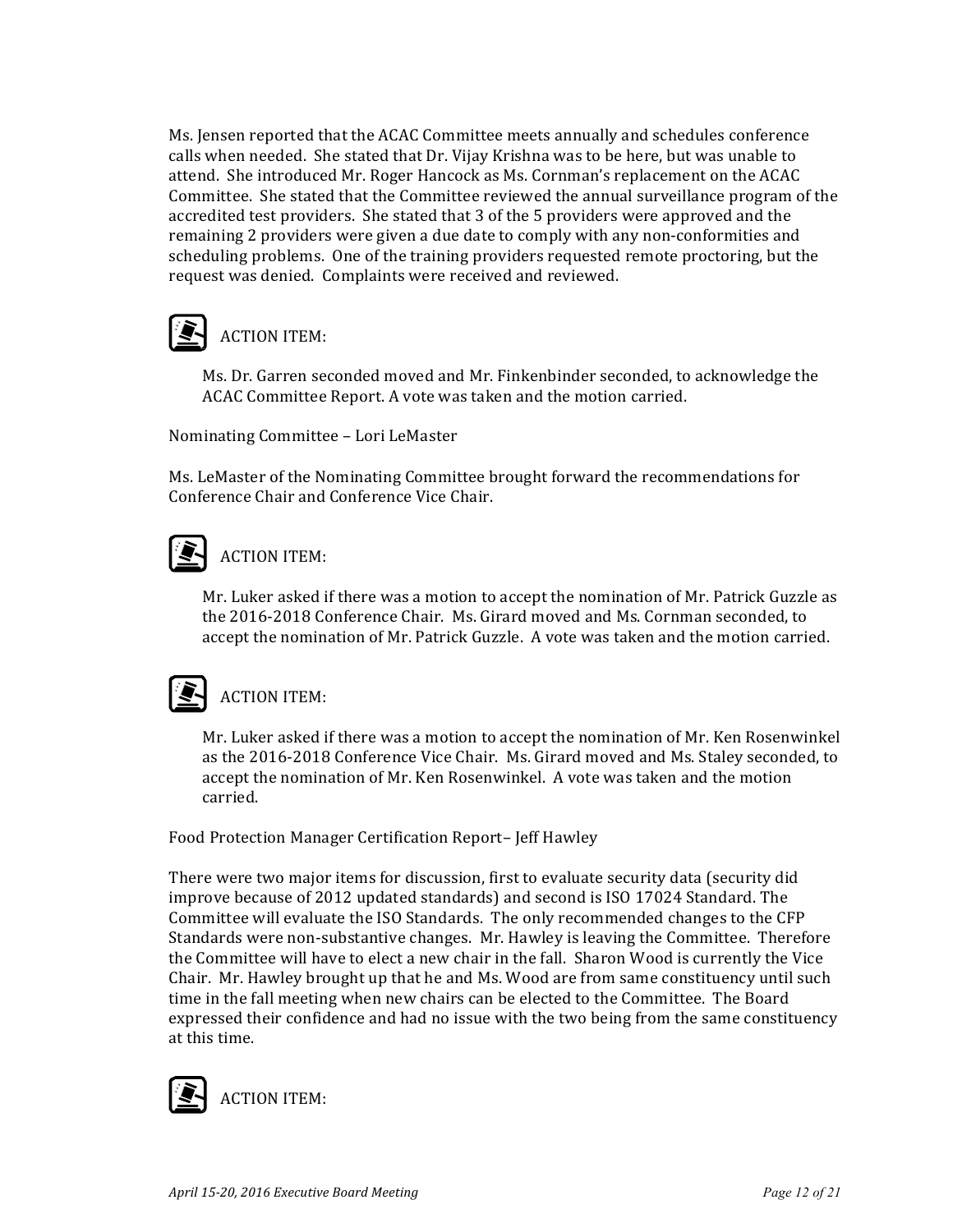Ms. Jensen reported that the ACAC Committee meets annually and schedules conference calls when needed. She stated that Dr. Vijay Krishna was to be here, but was unable to attend. She introduced Mr. Roger Hancock as Ms. Cornman's replacement on the ACAC Committee. She stated that the Committee reviewed the annual surveillance program of the accredited test providers. She stated that 3 of the 5 providers were approved and the remaining 2 providers were given a due date to comply with any non-conformities and scheduling problems. One of the training providers requested remote proctoring, but the request was denied. Complaints were received and reviewed.

ACTION ITEM:

Ms. Dr. Garren seconded moved and Mr. Finkenbinder seconded, to acknowledge the ACAC Committee Report. A vote was taken and the motion carried.

Nominating Committee – Lori LeMaster

Ms. LeMaster of the Nominating Committee brought forward the recommendations for Conference Chair and Conference Vice Chair.

ACTION ITEM:

Mr. Luker asked if there was a motion to accept the nomination of Mr. Patrick Guzzle as the 2016-2018 Conference Chair. Ms. Girard moved and Ms. Cornman seconded, to accept the nomination of Mr. Patrick Guzzle. A vote was taken and the motion carried.

ACTION ITEM:

Mr. Luker asked if there was a motion to accept the nomination of Mr. Ken Rosenwinkel as the 2016-2018 Conference Vice Chair. Ms. Girard moved and Ms. Staley seconded, to accept the nomination of Mr. Ken Rosenwinkel. A vote was taken and the motion carried.

Food Protection Manager Certification Report– Jeff Hawley

There were two major items for discussion, first to evaluate security data (security did improve because of 2012 updated standards) and second is ISO 17024 Standard. The Committee will evaluate the ISO Standards. The only recommended changes to the CFP Standards were non-substantive changes. Mr. Hawley is leaving the Committee. Therefore the Committee will have to elect a new chair in the fall. Sharon Wood is currently the Vice Chair. Mr. Hawley brought up that he and Ms. Wood are from same constituency until such time in the fall meeting when new chairs can be elected to the Committee. The Board expressed their confidence and had no issue with the two being from the same constituency at this time.

ACTION ITEM: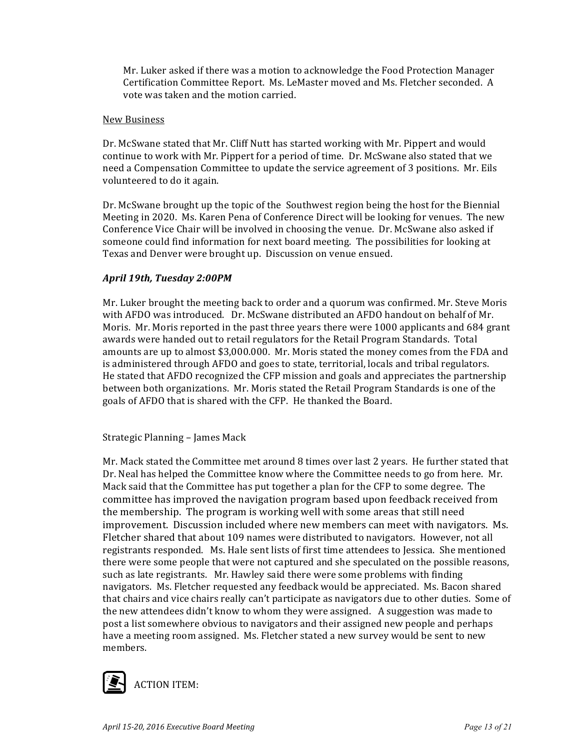Mr. Luker asked if there was a motion to acknowledge the Food Protection Manager Certification Committee Report. Ms. LeMaster moved and Ms. Fletcher seconded. A vote was taken and the motion carried.

New Business

Dr. McSwane stated that Mr. Cliff Nutt has started working with Mr. Pippert and would continue to work with Mr. Pippert for a period of time. Dr. McSwane also stated that we need a Compensation Committee to update the service agreement of 3 positions. Mr. Eils volunteered to do it again.

Dr. McSwane brought up the topic of the Southwest region being the host for the Biennial Meeting in 2020. Ms. Karen Pena of Conference Direct will be looking for venues. The new Conference Vice Chair will be involved in choosing the venue. Dr. McSwane also asked if someone could find information for next board meeting. The possibilities for looking at Texas and Denver were brought up. Discussion on venue ensued.

***April 19th, Tuesday 2:00PM***

Mr. Luker brought the meeting back to order and a quorum was confirmed. Mr. Steve Moris with AFDO was introduced. Dr. McSwane distributed an AFDO handout on behalf of Mr. Moris. Mr. Moris reported in the past three years there were 1000 applicants and 684 grant awards were handed out to retail regulators for the Retail Program Standards. Total amounts are up to almost $3,000.000. Mr. Moris stated the money comes from the FDA and is administered through AFDO and goes to state, territorial, locals and tribal regulators. He stated that AFDO recognized the CFP mission and goals and appreciates the partnership between both organizations. Mr. Moris stated the Retail Program Standards is one of the goals of AFDO that is shared with the CFP. He thanked the Board.

Strategic Planning – James Mack

Mr. Mack stated the Committee met around 8 times over last 2 years. He further stated that Dr. Neal has helped the Committee know where the Committee needs to go from here. Mr. Mack said that the Committee has put together a plan for the CFP to some degree. The committee has improved the navigation program based upon feedback received from the membership. The program is working well with some areas that still need improvement. Discussion included where new members can meet with navigators. Ms. Fletcher shared that about 109 names were distributed to navigators. However, not all registrants responded. Ms. Hale sent lists of first time attendees to Jessica. She mentioned there were some people that were not captured and she speculated on the possible reasons, such as late registrants. Mr. Hawley said there were some problems with finding navigators. Ms. Fletcher requested any feedback would be appreciated. Ms. Bacon shared that chairs and vice chairs really can't participate as navigators due to other duties. Some of the new attendees didn't know to whom they were assigned. A suggestion was made to post a list somewhere obvious to navigators and their assigned new people and perhaps have a meeting room assigned. Ms. Fletcher stated a new survey would be sent to new members.

ACTION ITEM: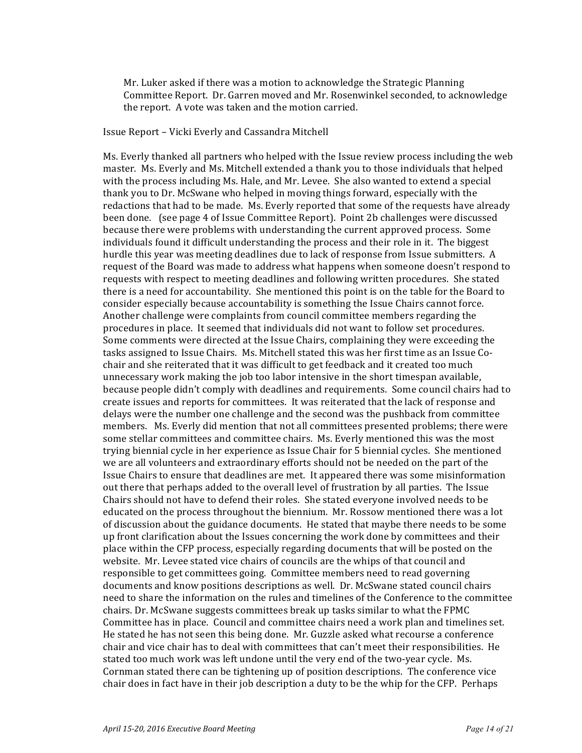Mr. Luker asked if there was a motion to acknowledge the Strategic Planning Committee Report. Dr. Garren moved and Mr. Rosenwinkel seconded, to acknowledge the report. A vote was taken and the motion carried.

Issue Report – Vicki Everly and Cassandra Mitchell

Ms. Everly thanked all partners who helped with the Issue review process including the web master. Ms. Everly and Ms. Mitchell extended a thank you to those individuals that helped with the process including Ms. Hale, and Mr. Levee. She also wanted to extend a special thank you to Dr. McSwane who helped in moving things forward, especially with the redactions that had to be made. Ms. Everly reported that some of the requests have already been done. (see page 4 of Issue Committee Report). Point 2b challenges were discussed because there were problems with understanding the current approved process. Some individuals found it difficult understanding the process and their role in it. The biggest hurdle this year was meeting deadlines due to lack of response from Issue submitters. A request of the Board was made to address what happens when someone doesn't respond to requests with respect to meeting deadlines and following written procedures. She stated there is a need for accountability. She mentioned this point is on the table for the Board to consider especially because accountability is something the Issue Chairs cannot force. Another challenge were complaints from council committee members regarding the procedures in place. It seemed that individuals did not want to follow set procedures. Some comments were directed at the Issue Chairs, complaining they were exceeding the tasks assigned to Issue Chairs. Ms. Mitchell stated this was her first time as an Issue Co-chair and she reiterated that it was difficult to get feedback and it created too much unnecessary work making the job too labor intensive in the short timespan available, because people didn't comply with deadlines and requirements. Some council chairs had to create issues and reports for committees. It was reiterated that the lack of response and delays were the number one challenge and the second was the pushback from committee members. Ms. Everly did mention that not all committees presented problems; there were some stellar committees and committee chairs. Ms. Everly mentioned this was the most trying biennial cycle in her experience as Issue Chair for 5 biennial cycles. She mentioned we are all volunteers and extraordinary efforts should not be needed on the part of the Issue Chairs to ensure that deadlines are met. It appeared there was some misinformation out there that perhaps added to the overall level of frustration by all parties. The Issue Chairs should not have to defend their roles. She stated everyone involved needs to be educated on the process throughout the biennium. Mr. Rossow mentioned there was a lot of discussion about the guidance documents. He stated that maybe there needs to be some up front clarification about the Issues concerning the work done by committees and their place within the CFP process, especially regarding documents that will be posted on the website. Mr. Levee stated vice chairs of councils are the whips of that council and responsible to get committees going. Committee members need to read governing documents and know positions descriptions as well. Dr. McSwane stated council chairs need to share the information on the rules and timelines of the Conference to the committee chairs. Dr. McSwane suggests committees break up tasks similar to what the FPMC Committee has in place. Council and committee chairs need a work plan and timelines set. He stated he has not seen this being done. Mr. Guzzle asked what recourse a conference chair and vice chair has to deal with committees that can't meet their responsibilities. He stated too much work was left undone until the very end of the two-year cycle. Ms. Cornman stated there can be tightening up of position descriptions. The conference vice chair does in fact have in their job description a duty to be the whip for the CFP. Perhaps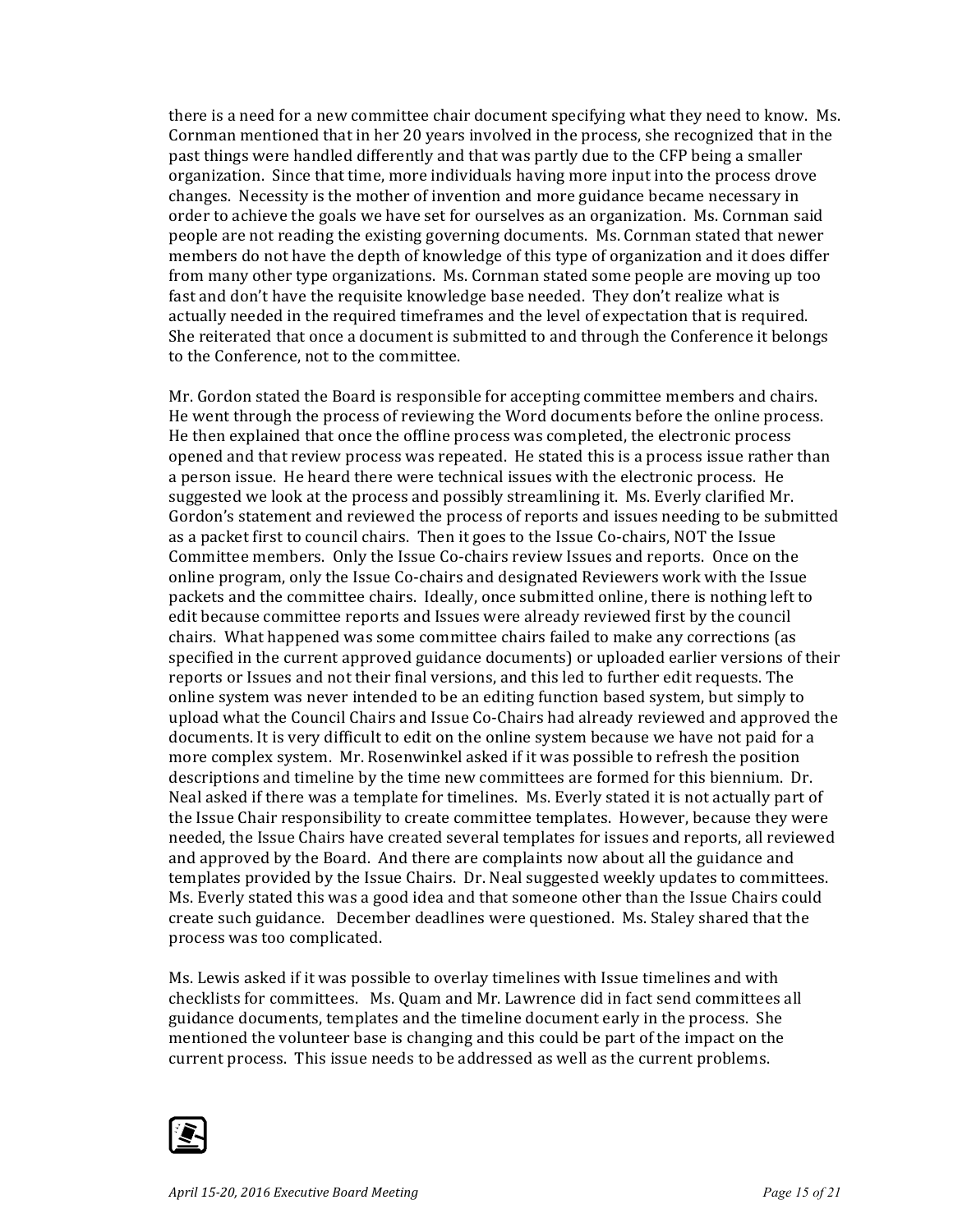there is a need for a new committee chair document specifying what they need to know. Ms. Cornman mentioned that in her 20 years involved in the process, she recognized that in the past things were handled differently and that was partly due to the CFP being a smaller organization. Since that time, more individuals having more input into the process drove changes. Necessity is the mother of invention and more guidance became necessary in order to achieve the goals we have set for ourselves as an organization. Ms. Cornman said people are not reading the existing governing documents. Ms. Cornman stated that newer members do not have the depth of knowledge of this type of organization and it does differ from many other type organizations. Ms. Cornman stated some people are moving up too fast and don't have the requisite knowledge base needed. They don't realize what is actually needed in the required timeframes and the level of expectation that is required. She reiterated that once a document is submitted to and through the Conference it belongs to the Conference, not to the committee.

Mr. Gordon stated the Board is responsible for accepting committee members and chairs. He went through the process of reviewing the Word documents before the online process. He then explained that once the offline process was completed, the electronic process opened and that review process was repeated. He stated this is a process issue rather than a person issue. He heard there were technical issues with the electronic process. He suggested we look at the process and possibly streamlining it. Ms. Everly clarified Mr. Gordon's statement and reviewed the process of reports and issues needing to be submitted as a packet first to council chairs. Then it goes to the Issue Co-chairs, NOT the Issue Committee members. Only the Issue Co-chairs review Issues and reports. Once on the online program, only the Issue Co-chairs and designated Reviewers work with the Issue packets and the committee chairs. Ideally, once submitted online, there is nothing left to edit because committee reports and Issues were already reviewed first by the council chairs. What happened was some committee chairs failed to make any corrections (as specified in the current approved guidance documents) or uploaded earlier versions of their reports or Issues and not their final versions, and this led to further edit requests. The online system was never intended to be an editing function based system, but simply to upload what the Council Chairs and Issue Co-Chairs had already reviewed and approved the documents. It is very difficult to edit on the online system because we have not paid for a more complex system. Mr. Rosenwinkel asked if it was possible to refresh the position descriptions and timeline by the time new committees are formed for this biennium. Dr. Neal asked if there was a template for timelines. Ms. Everly stated it is not actually part of the Issue Chair responsibility to create committee templates. However, because they were needed, the Issue Chairs have created several templates for issues and reports, all reviewed and approved by the Board. And there are complaints now about all the guidance and templates provided by the Issue Chairs. Dr. Neal suggested weekly updates to committees. Ms. Everly stated this was a good idea and that someone other than the Issue Chairs could create such guidance. December deadlines were questioned. Ms. Staley shared that the process was too complicated.

Ms. Lewis asked if it was possible to overlay timelines with Issue timelines and with checklists for committees. Ms. Quam and Mr. Lawrence did in fact send committees all guidance documents, templates and the timeline document early in the process. She mentioned the volunteer base is changing and this could be part of the impact on the current process. This issue needs to be addressed as well as the current problems.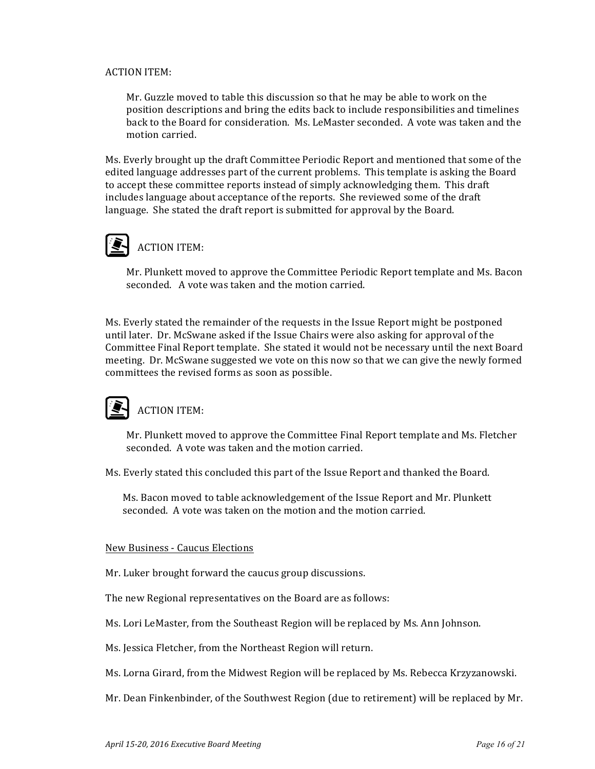ACTION ITEM:

> Mr. Guzzle moved to table this discussion so that he may be able to work on the position descriptions and bring the edits back to include responsibilities and timelines back to the Board for consideration. Ms. LeMaster seconded. A vote was taken and the motion carried.

Ms. Everly brought up the draft Committee Periodic Report and mentioned that some of the edited language addresses part of the current problems. This template is asking the Board to accept these committee reports instead of simply acknowledging them. This draft includes language about acceptance of the reports. She reviewed some of the draft language. She stated the draft report is submitted for approval by the Board.

ACTION ITEM:

> Mr. Plunkett moved to approve the Committee Periodic Report template and Ms. Bacon seconded. A vote was taken and the motion carried.

Ms. Everly stated the remainder of the requests in the Issue Report might be postponed until later. Dr. McSwane asked if the Issue Chairs were also asking for approval of the Committee Final Report template. She stated it would not be necessary until the next Board meeting. Dr. McSwane suggested we vote on this now so that we can give the newly formed committees the revised forms as soon as possible.

ACTION ITEM:

> Mr. Plunkett moved to approve the Committee Final Report template and Ms. Fletcher seconded. A vote was taken and the motion carried.

Ms. Everly stated this concluded this part of the Issue Report and thanked the Board.

> Ms. Bacon moved to table acknowledgement of the Issue Report and Mr. Plunkett seconded. A vote was taken on the motion and the motion carried.

New Business - Caucus Elections

Mr. Luker brought forward the caucus group discussions.

The new Regional representatives on the Board are as follows:

Ms. Lori LeMaster, from the Southeast Region will be replaced by Ms. Ann Johnson.

Ms. Jessica Fletcher, from the Northeast Region will return.

Ms. Lorna Girard, from the Midwest Region will be replaced by Ms. Rebecca Krzyzanowski.

Mr. Dean Finkenbinder, of the Southwest Region (due to retirement) will be replaced by Mr.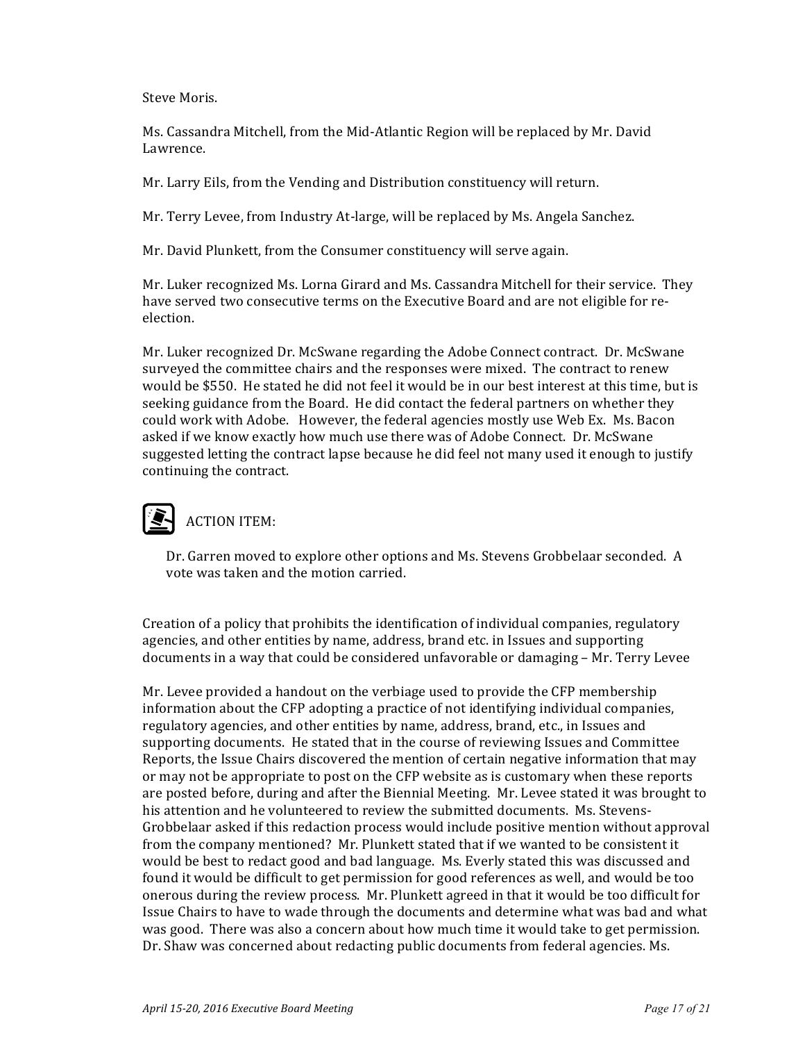Steve Moris.

Ms. Cassandra Mitchell, from the Mid-Atlantic Region will be replaced by Mr. David Lawrence.

Mr. Larry Eils, from the Vending and Distribution constituency will return.

Mr. Terry Levee, from Industry At-large, will be replaced by Ms. Angela Sanchez.

Mr. David Plunkett, from the Consumer constituency will serve again.

Mr. Luker recognized Ms. Lorna Girard and Ms. Cassandra Mitchell for their service. They have served two consecutive terms on the Executive Board and are not eligible for re-election.

Mr. Luker recognized Dr. McSwane regarding the Adobe Connect contract. Dr. McSwane surveyed the committee chairs and the responses were mixed. The contract to renew would be $550. He stated he did not feel it would be in our best interest at this time, but is seeking guidance from the Board. He did contact the federal partners on whether they could work with Adobe. However, the federal agencies mostly use Web Ex. Ms. Bacon asked if we know exactly how much use there was of Adobe Connect. Dr. McSwane suggested letting the contract lapse because he did feel not many used it enough to justify continuing the contract.

ACTION ITEM:

> Dr. Garren moved to explore other options and Ms. Stevens Grobbelaar seconded. A vote was taken and the motion carried.

Creation of a policy that prohibits the identification of individual companies, regulatory agencies, and other entities by name, address, brand etc. in Issues and supporting documents in a way that could be considered unfavorable or damaging – Mr. Terry Levee

Mr. Levee provided a handout on the verbiage used to provide the CFP membership information about the CFP adopting a practice of not identifying individual companies, regulatory agencies, and other entities by name, address, brand, etc., in Issues and supporting documents. He stated that in the course of reviewing Issues and Committee Reports, the Issue Chairs discovered the mention of certain negative information that may or may not be appropriate to post on the CFP website as is customary when these reports are posted before, during and after the Biennial Meeting. Mr. Levee stated it was brought to his attention and he volunteered to review the submitted documents. Ms. Stevens-Grobbelaar asked if this redaction process would include positive mention without approval from the company mentioned? Mr. Plunkett stated that if we wanted to be consistent it would be best to redact good and bad language. Ms. Everly stated this was discussed and found it would be difficult to get permission for good references as well, and would be too onerous during the review process. Mr. Plunkett agreed in that it would be too difficult for Issue Chairs to have to wade through the documents and determine what was bad and what was good. There was also a concern about how much time it would take to get permission. Dr. Shaw was concerned about redacting public documents from federal agencies. Ms.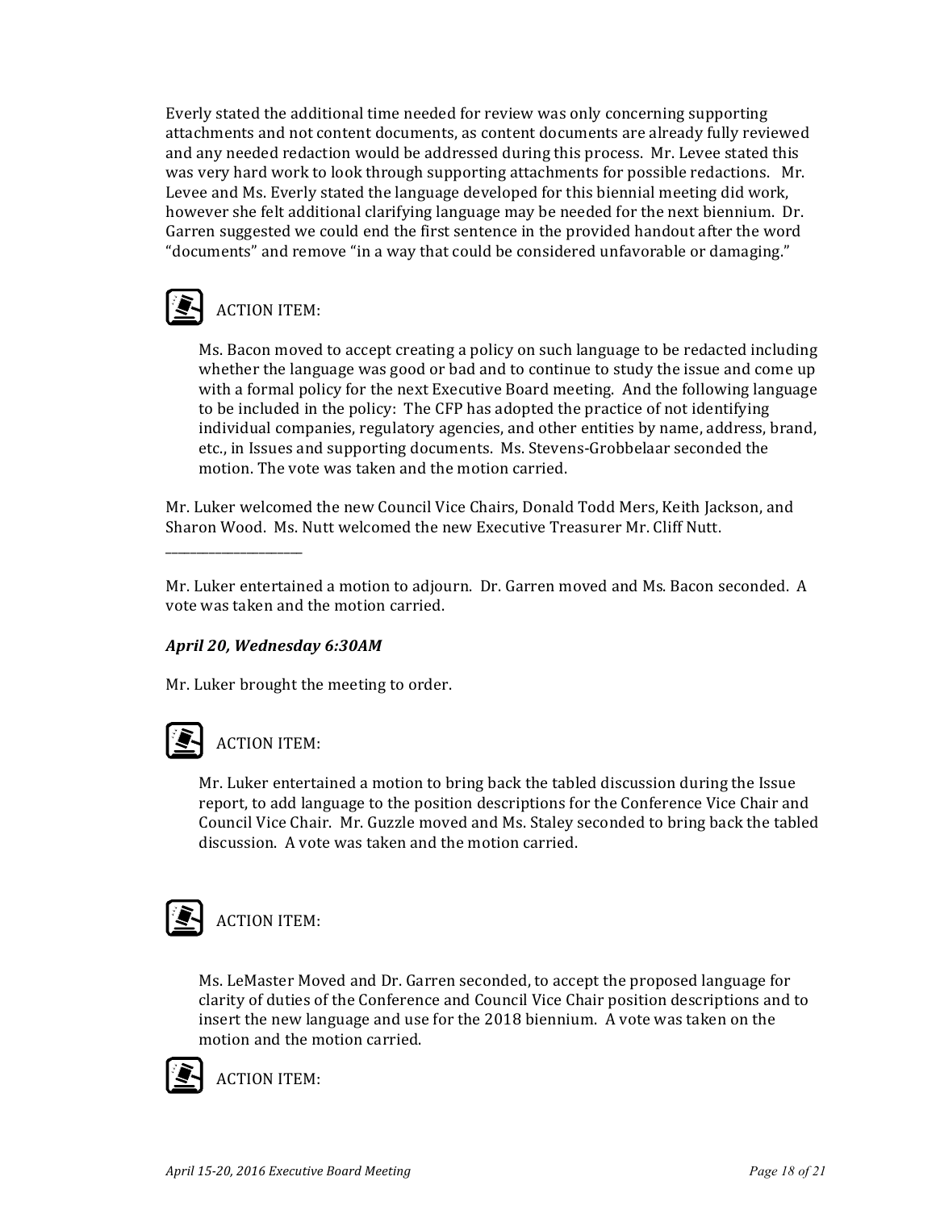Everly stated the additional time needed for review was only concerning supporting attachments and not content documents, as content documents are already fully reviewed and any needed redaction would be addressed during this process. Mr. Levee stated this was very hard work to look through supporting attachments for possible redactions. Mr. Levee and Ms. Everly stated the language developed for this biennial meeting did work, however she felt additional clarifying language may be needed for the next biennium. Dr. Garren suggested we could end the first sentence in the provided handout after the word "documents" and remove "in a way that could be considered unfavorable or damaging."

ACTION ITEM:

Ms. Bacon moved to accept creating a policy on such language to be redacted including whether the language was good or bad and to continue to study the issue and come up with a formal policy for the next Executive Board meeting. And the following language to be included in the policy: The CFP has adopted the practice of not identifying individual companies, regulatory agencies, and other entities by name, address, brand, etc., in Issues and supporting documents. Ms. Stevens-Grobbelaar seconded the motion. The vote was taken and the motion carried.

Mr. Luker welcomed the new Council Vice Chairs, Donald Todd Mers, Keith Jackson, and Sharon Wood. Ms. Nutt welcomed the new Executive Treasurer Mr. Cliff Nutt.

---

Mr. Luker entertained a motion to adjourn. Dr. Garren moved and Ms. Bacon seconded. A vote was taken and the motion carried.

***April 20, Wednesday 6:30AM***

Mr. Luker brought the meeting to order.

ACTION ITEM:

Mr. Luker entertained a motion to bring back the tabled discussion during the Issue report, to add language to the position descriptions for the Conference Vice Chair and Council Vice Chair. Mr. Guzzle moved and Ms. Staley seconded to bring back the tabled discussion. A vote was taken and the motion carried.

ACTION ITEM:

Ms. LeMaster Moved and Dr. Garren seconded, to accept the proposed language for clarity of duties of the Conference and Council Vice Chair position descriptions and to insert the new language and use for the 2018 biennium. A vote was taken on the motion and the motion carried.

ACTION ITEM: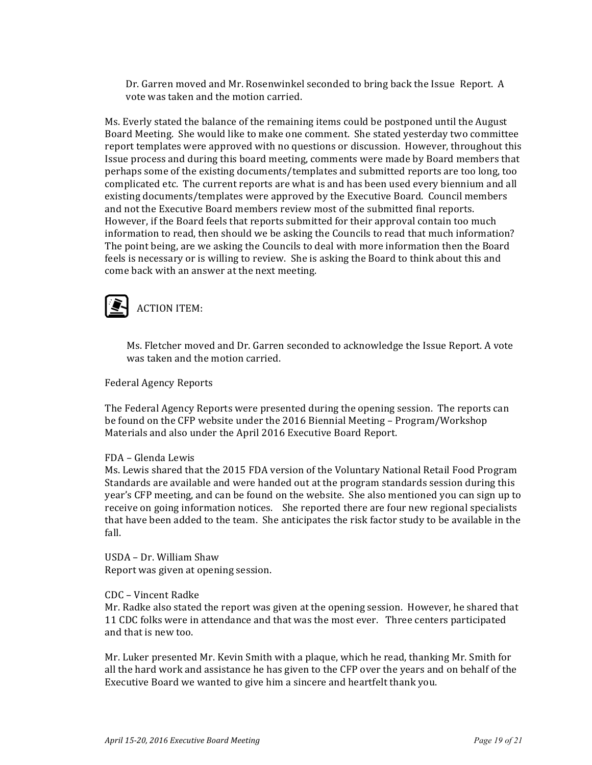Dr. Garren moved and Mr. Rosenwinkel seconded to bring back the Issue Report. A vote was taken and the motion carried.

Ms. Everly stated the balance of the remaining items could be postponed until the August Board Meeting. She would like to make one comment. She stated yesterday two committee report templates were approved with no questions or discussion. However, throughout this Issue process and during this board meeting, comments were made by Board members that perhaps some of the existing documents/templates and submitted reports are too long, too complicated etc. The current reports are what is and has been used every biennium and all existing documents/templates were approved by the Executive Board. Council members and not the Executive Board members review most of the submitted final reports. However, if the Board feels that reports submitted for their approval contain too much information to read, then should we be asking the Councils to read that much information? The point being, are we asking the Councils to deal with more information then the Board feels is necessary or is willing to review. She is asking the Board to think about this and come back with an answer at the next meeting.

ACTION ITEM:

Ms. Fletcher moved and Dr. Garren seconded to acknowledge the Issue Report. A vote was taken and the motion carried.

Federal Agency Reports

The Federal Agency Reports were presented during the opening session. The reports can be found on the CFP website under the 2016 Biennial Meeting – Program/Workshop Materials and also under the April 2016 Executive Board Report.

FDA – Glenda Lewis
Ms. Lewis shared that the 2015 FDA version of the Voluntary National Retail Food Program Standards are available and were handed out at the program standards session during this year's CFP meeting, and can be found on the website. She also mentioned you can sign up to receive on going information notices. She reported there are four new regional specialists that have been added to the team. She anticipates the risk factor study to be available in the fall.

USDA – Dr. William Shaw
Report was given at opening session.

CDC – Vincent Radke
Mr. Radke also stated the report was given at the opening session. However, he shared that 11 CDC folks were in attendance and that was the most ever. Three centers participated and that is new too.

Mr. Luker presented Mr. Kevin Smith with a plaque, which he read, thanking Mr. Smith for all the hard work and assistance he has given to the CFP over the years and on behalf of the Executive Board we wanted to give him a sincere and heartfelt thank you.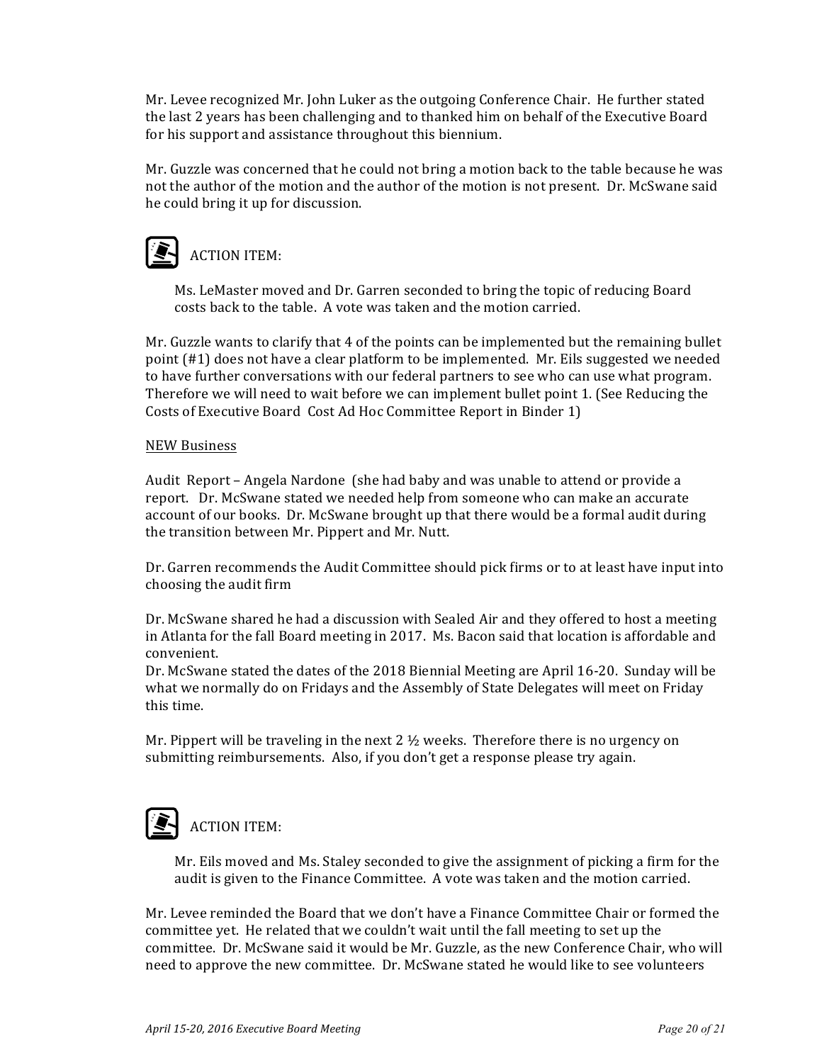Mr. Levee recognized Mr. John Luker as the outgoing Conference Chair. He further stated the last 2 years has been challenging and to thanked him on behalf of the Executive Board for his support and assistance throughout this biennium.

Mr. Guzzle was concerned that he could not bring a motion back to the table because he was not the author of the motion and the author of the motion is not present. Dr. McSwane said he could bring it up for discussion.

ACTION ITEM:

> Ms. LeMaster moved and Dr. Garren seconded to bring the topic of reducing Board costs back to the table. A vote was taken and the motion carried.

Mr. Guzzle wants to clarify that 4 of the points can be implemented but the remaining bullet point (#1) does not have a clear platform to be implemented. Mr. Eils suggested we needed to have further conversations with our federal partners to see who can use what program. Therefore we will need to wait before we can implement bullet point 1. (See Reducing the Costs of Executive Board Cost Ad Hoc Committee Report in Binder 1)

<u>NEW Business</u>

Audit Report – Angela Nardone (she had baby and was unable to attend or provide a report. Dr. McSwane stated we needed help from someone who can make an accurate account of our books. Dr. McSwane brought up that there would be a formal audit during the transition between Mr. Pippert and Mr. Nutt.

Dr. Garren recommends the Audit Committee should pick firms or to at least have input into choosing the audit firm

Dr. McSwane shared he had a discussion with Sealed Air and they offered to host a meeting in Atlanta for the fall Board meeting in 2017. Ms. Bacon said that location is affordable and convenient.
Dr. McSwane stated the dates of the 2018 Biennial Meeting are April 16-20. Sunday will be what we normally do on Fridays and the Assembly of State Delegates will meet on Friday this time.

Mr. Pippert will be traveling in the next 2 ½ weeks. Therefore there is no urgency on submitting reimbursements. Also, if you don't get a response please try again.

ACTION ITEM:

> Mr. Eils moved and Ms. Staley seconded to give the assignment of picking a firm for the audit is given to the Finance Committee. A vote was taken and the motion carried.

Mr. Levee reminded the Board that we don't have a Finance Committee Chair or formed the committee yet. He related that we couldn't wait until the fall meeting to set up the committee. Dr. McSwane said it would be Mr. Guzzle, as the new Conference Chair, who will need to approve the new committee. Dr. McSwane stated he would like to see volunteers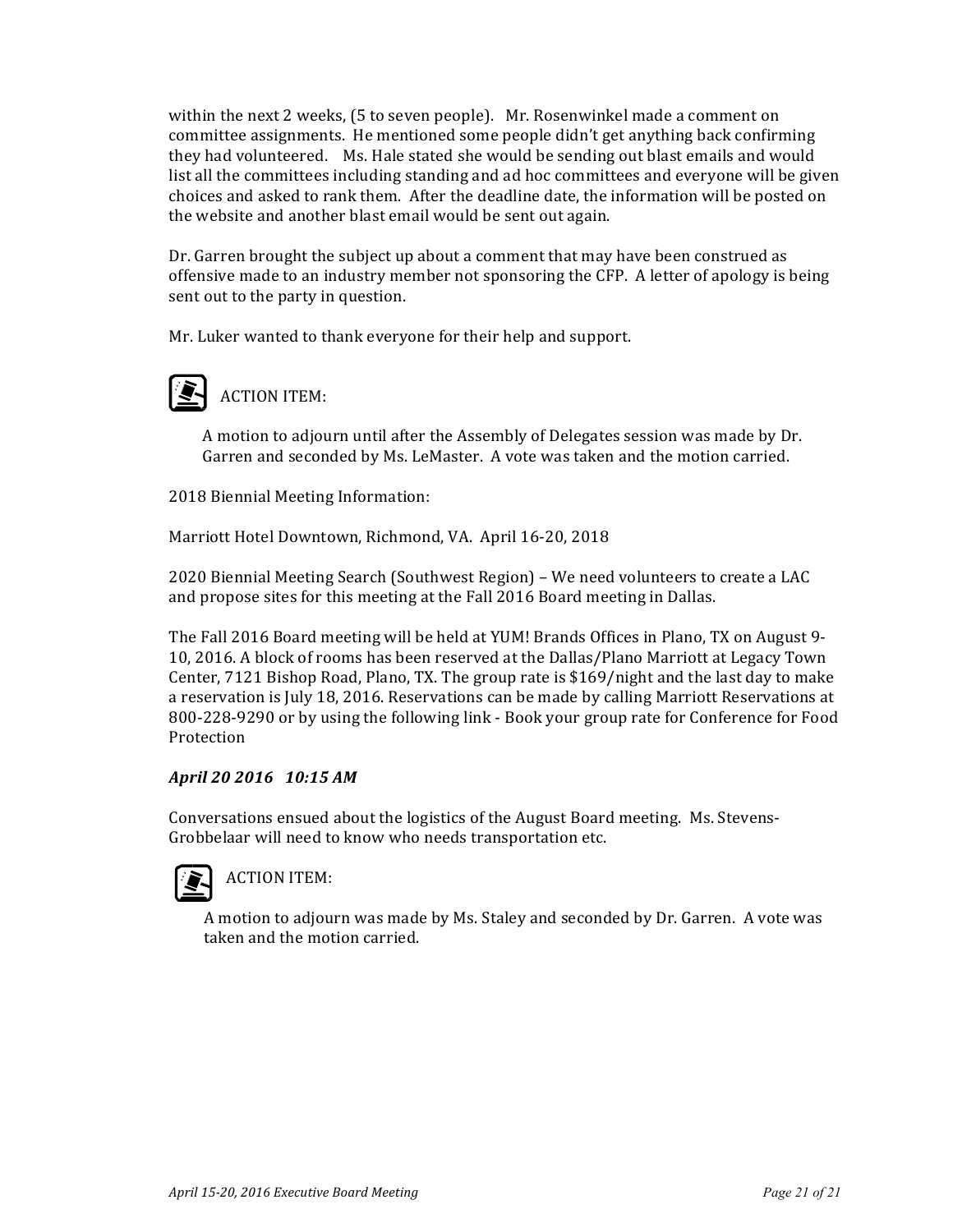within the next 2 weeks, (5 to seven people). Mr. Rosenwinkel made a comment on committee assignments. He mentioned some people didn't get anything back confirming they had volunteered. Ms. Hale stated she would be sending out blast emails and would list all the committees including standing and ad hoc committees and everyone will be given choices and asked to rank them. After the deadline date, the information will be posted on the website and another blast email would be sent out again.

Dr. Garren brought the subject up about a comment that may have been construed as offensive made to an industry member not sponsoring the CFP. A letter of apology is being sent out to the party in question.

Mr. Luker wanted to thank everyone for their help and support.

ACTION ITEM:

A motion to adjourn until after the Assembly of Delegates session was made by Dr. Garren and seconded by Ms. LeMaster. A vote was taken and the motion carried.

2018 Biennial Meeting Information:

Marriott Hotel Downtown, Richmond, VA. April 16-20, 2018

2020 Biennial Meeting Search (Southwest Region) – We need volunteers to create a LAC and propose sites for this meeting at the Fall 2016 Board meeting in Dallas.

The Fall 2016 Board meeting will be held at YUM! Brands Offices in Plano, TX on August 9-10, 2016. A block of rooms has been reserved at the Dallas/Plano Marriott at Legacy Town Center, 7121 Bishop Road, Plano, TX. The group rate is $169/night and the last day to make a reservation is July 18, 2016. Reservations can be made by calling Marriott Reservations at 800-228-9290 or by using the following link - Book your group rate for Conference for Food Protection

***April 20 2016 10:15 AM***

Conversations ensued about the logistics of the August Board meeting. Ms. Stevens-Grobbelaar will need to know who needs transportation etc.

ACTION ITEM:

A motion to adjourn was made by Ms. Staley and seconded by Dr. Garren. A vote was taken and the motion carried.